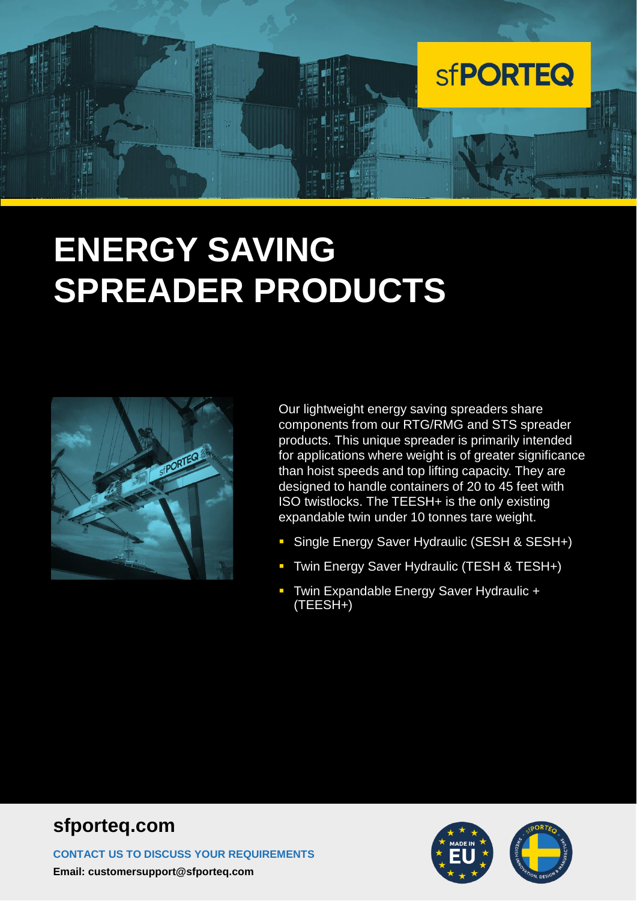sfPORTEQ

# ENERGY SAVING SPREADER PRODUCTS

Our lightweight energy saving spreaders share components from our RTG/RMG and STS spreader products. This unique spreader is primarily intended for applications where weight is of greater significance than hoist speeds and top lifting capacity. They are designed to handle containers of 20 to 45 feet with ISO twistlocks. The TEESH+ is the only existing expandable twin under 10 tonnes tare weight.

- Single Energy Saver Hydraulic (SESH & SESH+)
- Twin Energy Saver Hydraulic (TESH & TESH+)
- Twin Expandable Energy Saver Hydraulic + (TEESH+)

## sfporteq.com

**CONTACT US TO DISCUSS YOUR REQUIREMENTS**

**Email: customersupport@sfporteq.com**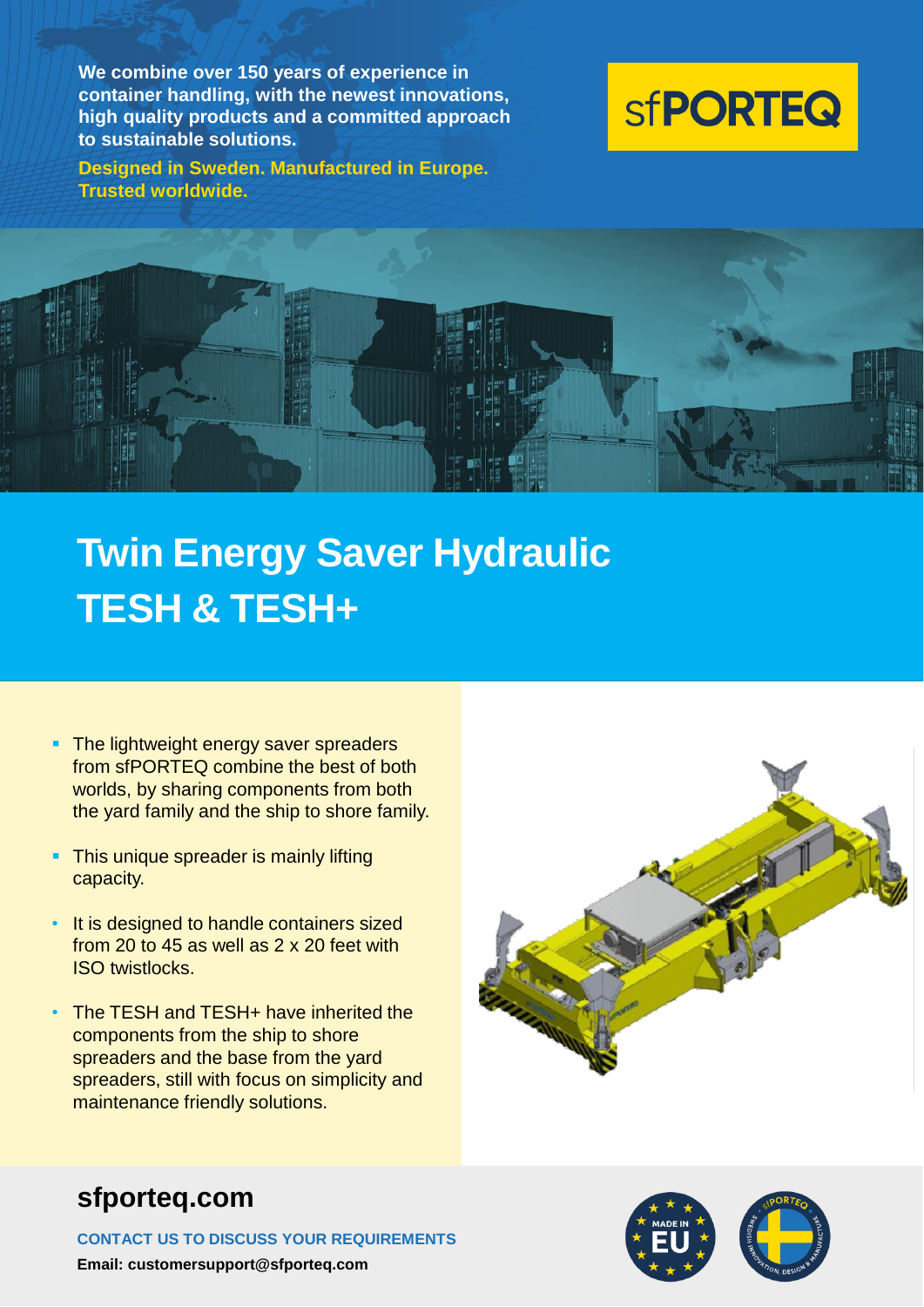We combine over 150 years of experience in container handling, with the newest innovations, high quality products and a committed approach to sustainable solutions.

**Designed in Sweden. Manufactured in Europe. Trusted worldwide.**

sfPORTEQ

# Twin Energy Saver Hydraulic TESH & TESH+

- The lightweight energy saver spreaders from sfPORTEQ combine the best of both worlds, by sharing components from both the yard family and the ship to shore family.
- This unique spreader is mainly lifting capacity.
- It is designed to handle containers sized from 20 to 45 as well as 2 x 20 feet with ISO twistlocks.
- The TESH and TESH+ have inherited the components from the ship to shore spreaders and the base from the yard spreaders, still with focus on simplicity and maintenance friendly solutions.

## sfporteq.com

**CONTACT US TO DISCUSS YOUR REQUIREMENTS**

**Email: customersupport@sfporteq.com**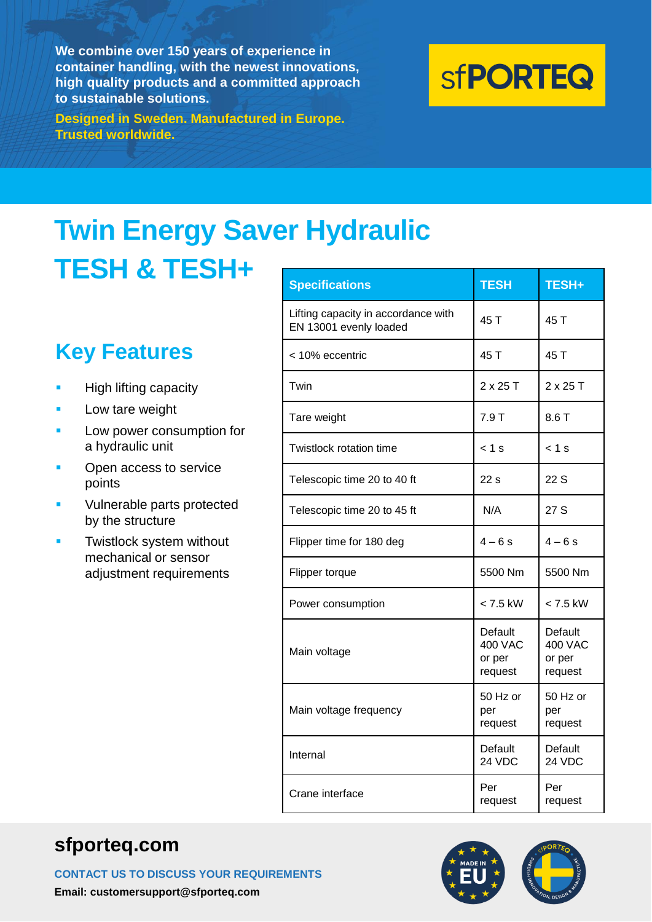We combine over 150 years of experience in container handling, with the newest innovations, high quality products and a committed approach to sustainable solutions.

**Designed in Sweden. Manufactured in Europe. Trusted worldwide.**

sfPORTEQ

# Twin Energy Saver Hydraulic TESH & TESH+

## Key Features

- High lifting capacity
- Low tare weight
- Low power consumption for a hydraulic unit
- Open access to service points
- Vulnerable parts protected by the structure
- Twistlock system without mechanical or sensor adjustment requirements

| Specifications | TESH | TESH+ |
|---|---|---|
| Lifting capacity in accordance with EN 13001 evenly loaded | 45 T | 45 T |
| < 10% eccentric | 45 T | 45 T |
| Twin | 2 x 25 T | 2 x 25 T |
| Tare weight | 7.9 T | 8.6 T |
| Twistlock rotation time | < 1 s | < 1 s |
| Telescopic time 20 to 40 ft | 22 s | 22 S |
| Telescopic time 20 to 45 ft | N/A | 27 S |
| Flipper time for 180 deg | 4 – 6 s | 4 – 6 s |
| Flipper torque | 5500 Nm | 5500 Nm |
| Power consumption | < 7.5 kW | < 7.5 kW |
| Main voltage | Default 400 VAC or per request | Default 400 VAC or per request |
| Main voltage frequency | 50 Hz or per request | 50 Hz or per request |
| Internal | Default 24 VDC | Default 24 VDC |
| Crane interface | Per request | Per request |

## sfporteq.com

CONTACT US TO DISCUSS YOUR REQUIREMENTS

**Email: customersupport@sfporteq.com**

MADE IN EU

sfPORTEQ SWEDISH INNOVATION, DESIGN & MANUFACTURE